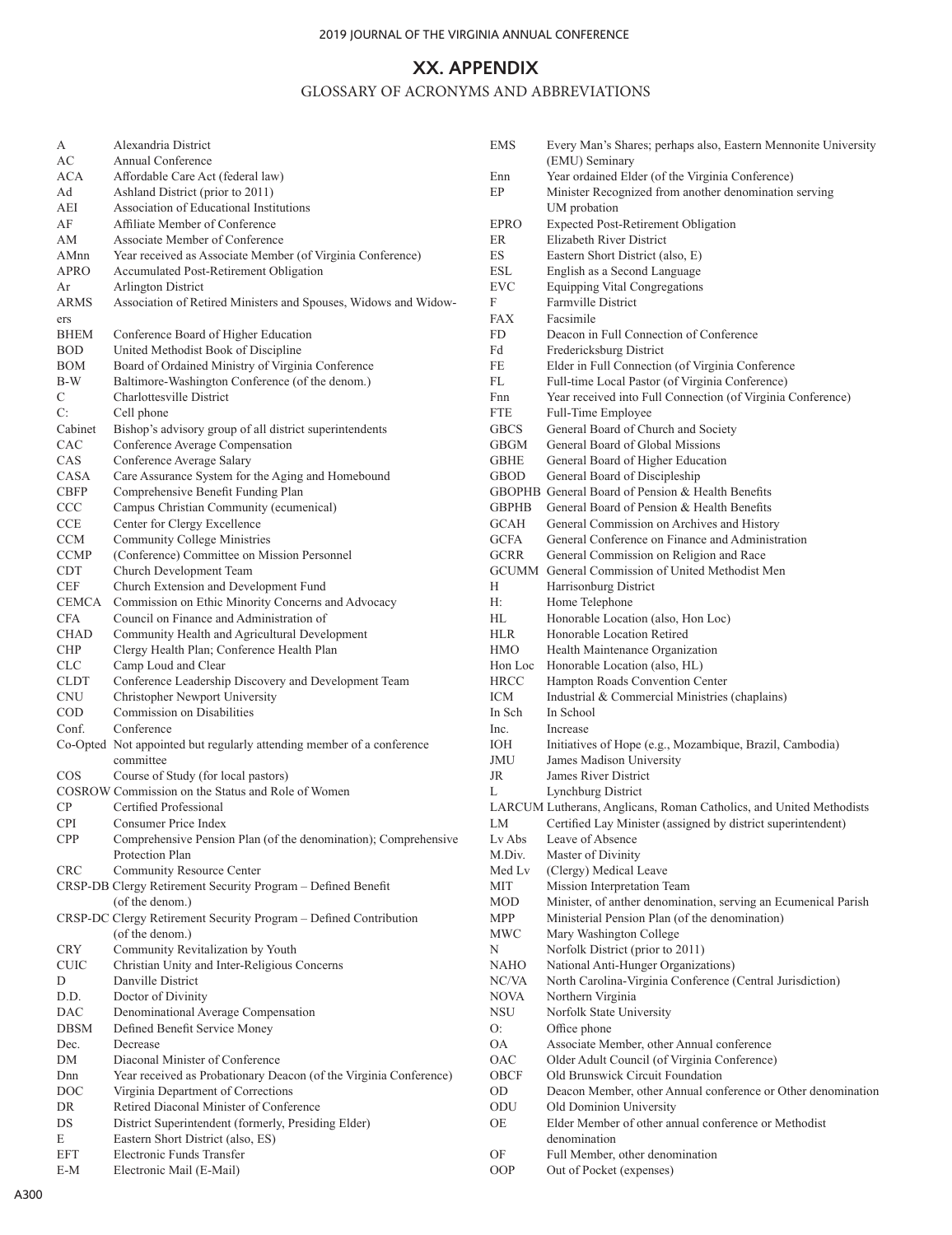# XX. APPENDIX

## GLOSSARY OF ACRONYMS AND ABBREVIATIONS

| | |
|---|---|
| A | Alexandria District |
| AC | Annual Conference |
| ACA | Affordable Care Act (federal law) |
| Ad | Ashland District (prior to 2011) |
| AEI | Association of Educational Institutions |
| AF | Affiliate Member of Conference |
| AM | Associate Member of Conference |
| AMnn | Year received as Associate Member (of Virginia Conference) |
| APRO | Accumulated Post-Retirement Obligation |
| Ar | Arlington District |
| ARMS | Association of Retired Ministers and Spouses, Widows and Widowers |
| BHEM | Conference Board of Higher Education |
| BOD | United Methodist Book of Discipline |
| BOM | Board of Ordained Ministry of Virginia Conference |
| B-W | Baltimore-Washington Conference (of the denom.) |
| C | Charlottesville District |
| C: | Cell phone |
| Cabinet | Bishop's advisory group of all district superintendents |
| CAC | Conference Average Compensation |
| CAS | Conference Average Salary |
| CASA | Care Assurance System for the Aging and Homebound |
| CBFP | Comprehensive Benefit Funding Plan |
| CCC | Campus Christian Community (ecumenical) |
| CCE | Center for Clergy Excellence |
| CCM | Community College Ministries |
| CCMP | (Conference) Committee on Mission Personnel |
| CDT | Church Development Team |
| CEF | Church Extension and Development Fund |
| CEMCA | Commission on Ethic Minority Concerns and Advocacy |
| CFA | Council on Finance and Administration of |
| CHAD | Community Health and Agricultural Development |
| CHP | Clergy Health Plan; Conference Health Plan |
| CLC | Camp Loud and Clear |
| CLDT | Conference Leadership Discovery and Development Team |
| CNU | Christopher Newport University |
| COD | Commission on Disabilities |
| Conf. | Conference |
| Co-Opted | Not appointed but regularly attending member of a conference committee |
| COS | Course of Study (for local pastors) |
| COSROW | Commission on the Status and Role of Women |
| CP | Certified Professional |
| CPI | Consumer Price Index |
| CPP | Comprehensive Pension Plan (of the denomination); Comprehensive Protection Plan |
| CRC | Community Resource Center |
| CRSP-DB | Clergy Retirement Security Program – Defined Benefit (of the denom.) |
| CRSP-DC | Clergy Retirement Security Program – Defined Contribution (of the denom.) |
| CRY | Community Revitalization by Youth |
| CUIC | Christian Unity and Inter-Religious Concerns |
| D | Danville District |
| D.D. | Doctor of Divinity |
| DAC | Denominational Average Compensation |
| DBSM | Defined Benefit Service Money |
| Dec. | Decrease |
| DM | Diaconal Minister of Conference |
| Dnn | Year received as Probationary Deacon (of the Virginia Conference) |
| DOC | Virginia Department of Corrections |
| DR | Retired Diaconal Minister of Conference |
| DS | District Superintendent (formerly, Presiding Elder) |
| E | Eastern Short District (also, ES) |
| EFT | Electronic Funds Transfer |
| E-M | Electronic Mail (E-Mail) |
| EMS | Every Man's Shares; perhaps also, Eastern Mennonite University (EMU) Seminary |
| Enn | Year ordained Elder (of the Virginia Conference) |
| EP | Minister Recognized from another denomination serving UM probation |
| EPRO | Expected Post-Retirement Obligation |
| ER | Elizabeth River District |
| ES | Eastern Short District (also, E) |
| ESL | English as a Second Language |
| EVC | Equipping Vital Congregations |
| F | Farmville District |
| FAX | Facsimile |
| FD | Deacon in Full Connection of Conference |
| Fd | Fredericksburg District |
| FE | Elder in Full Connection (of Virginia Conference) |
| FL | Full-time Local Pastor (of Virginia Conference) |
| Fnn | Year received into Full Connection (of Virginia Conference) |
| FTE | Full-Time Employee |
| GBCS | General Board of Church and Society |
| GBGM | General Board of Global Missions |
| GBHE | General Board of Higher Education |
| GBOD | General Board of Discipleship |
| GBOPHB | General Board of Pension & Health Benefits |
| GBPHB | General Board of Pension & Health Benefits |
| GCAH | General Commission on Archives and History |
| GCFA | General Conference on Finance and Administration |
| GCRR | General Commission on Religion and Race |
| GCUMM | General Commission of United Methodist Men |
| H | Harrisonburg District |
| H: | Home Telephone |
| HL | Honorable Location (also, Hon Loc) |
| HLR | Honorable Location Retired |
| HMO | Health Maintenance Organization |
| Hon Loc | Honorable Location (also, HL) |
| HRCC | Hampton Roads Convention Center |
| ICM | Industrial & Commercial Ministries (chaplains) |
| In Sch | In School |
| Inc. | Increase |
| IOH | Initiatives of Hope (e.g., Mozambique, Brazil, Cambodia) |
| JMU | James Madison University |
| JR | James River District |
| L | Lynchburg District |
| LARCUM | Lutherans, Anglicans, Roman Catholics, and United Methodists |
| LM | Certified Lay Minister (assigned by district superintendent) |
| Lv Abs | Leave of Absence |
| M.Div. | Master of Divinity |
| Med Lv | (Clergy) Medical Leave |
| MIT | Mission Interpretation Team |
| MOD | Minister, of anther denomination, serving an Ecumenical Parish |
| MPP | Ministerial Pension Plan (of the denomination) |
| MWC | Mary Washington College |
| N | Norfolk District (prior to 2011) |
| NAHO | National Anti-Hunger Organizations) |
| NC/VA | North Carolina-Virginia Conference (Central Jurisdiction) |
| NOVA | Northern Virginia |
| NSU | Norfolk State University |
| O: | Office phone |
| OA | Associate Member, other Annual conference |
| OAC | Older Adult Council (of Virginia Conference) |
| OBCF | Old Brunswick Circuit Foundation |
| OD | Deacon Member, other Annual conference or Other denomination |
| ODU | Old Dominion University |
| OE | Elder Member of other annual conference or Methodist denomination |
| OF | Full Member, other denomination |
| OOP | Out of Pocket (expenses) |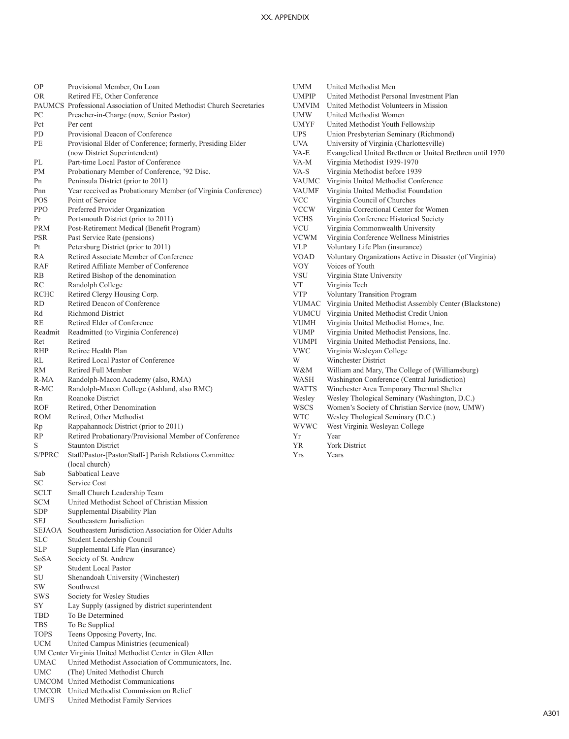| | |
|---|---|
| OP | Provisional Member, On Loan |
| OR | Retired FE, Other Conference |
| PAUMCS | Professional Association of United Methodist Church Secretaries |
| PC | Preacher-in-Charge (now, Senior Pastor) |
| Pct | Per cent |
| PD | Provisional Deacon of Conference |
| PE | Provisional Elder of Conference; formerly, Presiding Elder (now District Superintendent) |
| PL | Part-time Local Pastor of Conference |
| PM | Probationary Member of Conference, '92 Disc. |
| Pn | Peninsula District (prior to 2011) |
| Pnn | Year received as Probationary Member (of Virginia Conference) |
| POS | Point of Service |
| PPO | Preferred Provider Organization |
| Pr | Portsmouth District (prior to 2011) |
| PRM | Post-Retirement Medical (Benefit Program) |
| PSR | Past Service Rate (pensions) |
| Pt | Petersburg District (prior to 2011) |
| RA | Retired Associate Member of Conference |
| RAF | Retired Affiliate Member of Conference |
| RB | Retired Bishop of the denomination |
| RC | Randolph College |
| RCHC | Retired Clergy Housing Corp. |
| RD | Retired Deacon of Conference |
| Rd | Richmond District |
| RE | Retired Elder of Conference |
| Readmit | Readmitted (to Virginia Conference) |
| Ret | Retired |
| RHP | Retiree Health Plan |
| RL | Retired Local Pastor of Conference |
| RM | Retired Full Member |
| R-MA | Randolph-Macon Academy (also, RMA) |
| R-MC | Randolph-Macon College (Ashland, also RMC) |
| Rn | Roanoke District |
| ROF | Retired, Other Denomination |
| ROM | Retired, Other Methodist |
| Rp | Rappahannock District (prior to 2011) |
| RP | Retired Probationary/Provisional Member of Conference |
| S | Staunton District |
| S/PPRC | Staff/Pastor-[Pastor/Staff-] Parish Relations Committee (local church) |
| Sab | Sabbatical Leave |
| SC | Service Cost |
| SCLT | Small Church Leadership Team |
| SCM | United Methodist School of Christian Mission |
| SDP | Supplemental Disability Plan |
| SEJ | Southeastern Jurisdiction |
| SEJAOA | Southeastern Jurisdiction Association for Older Adults |
| SLC | Student Leadership Council |
| SLP | Supplemental Life Plan (insurance) |
| SoSA | Society of St. Andrew |
| SP | Student Local Pastor |
| SU | Shenandoah University (Winchester) |
| SW | Southwest |
| SWS | Society for Wesley Studies |
| SY | Lay Supply (assigned by district superintendent |
| TBD | To Be Determined |
| TBS | To Be Supplied |
| TOPS | Teens Opposing Poverty, Inc. |
| UCM | United Campus Ministries (ecumenical) |
| UM Center | Virginia United Methodist Center in Glen Allen |
| UMAC | United Methodist Association of Communicators, Inc. |
| UMC | (The) United Methodist Church |
| UMCOM | United Methodist Communications |
| UMCOR | United Methodist Commission on Relief |
| UMFS | United Methodist Family Services |
| UMM | United Methodist Men |
| UMPIP | United Methodist Personal Investment Plan |
| UMVIM | United Methodist Volunteers in Mission |
| UMW | United Methodist Women |
| UMYF | United Methodist Youth Fellowship |
| UPS | Union Presbyterian Seminary (Richmond) |
| UVA | University of Virginia (Charlottesville) |
| VA-E | Evangelical United Brethren or United Brethren until 1970 |
| VA-M | Virginia Methodist 1939-1970 |
| VA-S | Virginia Methodist before 1939 |
| VAUMC | Virginia United Methodist Conference |
| VAUMF | Virginia United Methodist Foundation |
| VCC | Virginia Council of Churches |
| VCCW | Virginia Correctional Center for Women |
| VCHS | Virginia Conference Historical Society |
| VCU | Virginia Commonwealth University |
| VCWM | Virginia Conference Wellness Ministries |
| VLP | Voluntary Life Plan (insurance) |
| VOAD | Voluntary Organizations Active in Disaster (of Virginia) |
| VOY | Voices of Youth |
| VSU | Virginia State University |
| VT | Virginia Tech |
| VTP | Voluntary Transition Program |
| VUMAC | Virginia United Methodist Assembly Center (Blackstone) |
| VUMCU | Virginia United Methodist Credit Union |
| VUMH | Virginia United Methodist Homes, Inc. |
| VUMP | Virginia United Methodist Pensions, Inc. |
| VUMPI | Virginia United Methodist Pensions, Inc. |
| VWC | Virginia Wesleyan College |
| W | Winchester District |
| W&M | William and Mary, The College of (Williamsburg) |
| WASH | Washington Conference (Central Jurisdiction) |
| WATTS | Winchester Area Temporary Thermal Shelter |
| Wesley | Wesley Thological Seminary (Washington, D.C.) |
| WSCS | Women's Society of Christian Service (now, UMW) |
| WTC | Wesley Thological Seminary (D.C.) |
| WVWC | West Virginia Wesleyan College |
| Yr | Year |
| YR | York District |
| Yrs | Years |